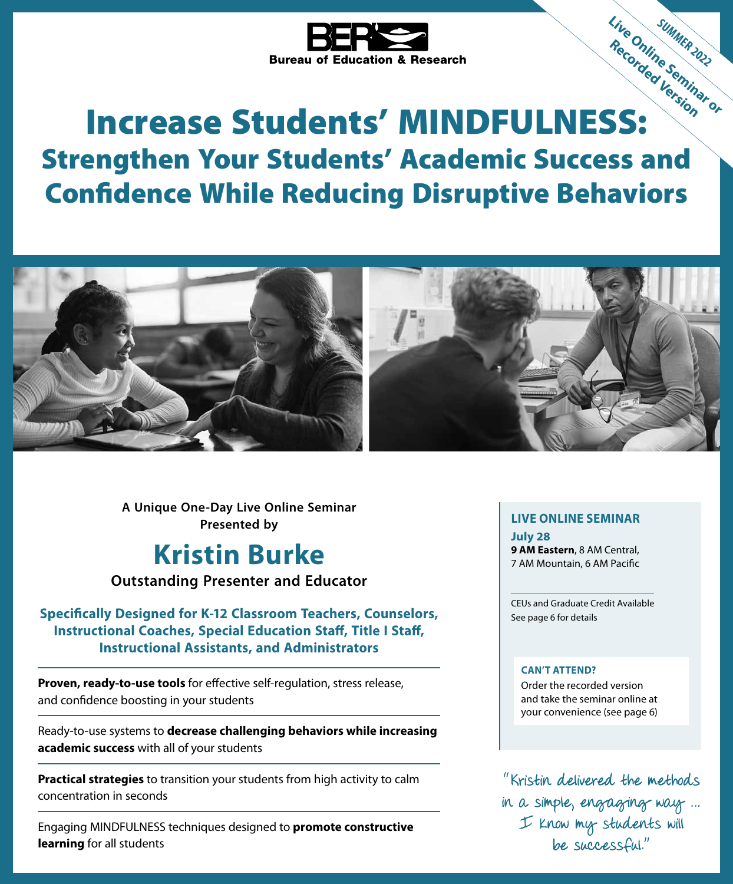BER
Bureau of Education & Research

SUMMER 2022
Live Online Seminar or Recorded Version

# Increase Students' MINDFULNESS:
## Strengthen Your Students' Academic Success and Confidence While Reducing Disruptive Behaviors

**A Unique One-Day Live Online Seminar Presented by**

## Kristin Burke

**Outstanding Presenter and Educator**

**Specifically Designed for K-12 Classroom Teachers, Counselors, Instructional Coaches, Special Education Staff, Title I Staff, Instructional Assistants, and Administrators**

---

**Proven, ready-to-use tools** for effective self-regulation, stress release, and confidence boosting in your students

---

Ready-to-use systems to **decrease challenging behaviors while increasing academic success** with all of your students

---

**Practical strategies** to transition your students from high activity to calm concentration in seconds

---

Engaging MINDFULNESS techniques designed to **promote constructive learning** for all students

---

**LIVE ONLINE SEMINAR**

**July 28**
**9 AM Eastern**, 8 AM Central, 7 AM Mountain, 6 AM Pacific

CEUs and Graduate Credit Available
See page 6 for details

**CAN'T ATTEND?**
Order the recorded version and take the seminar online at your convenience (see page 6)

"Kristin delivered the methods in a simple, engaging way … I know my students will be successful."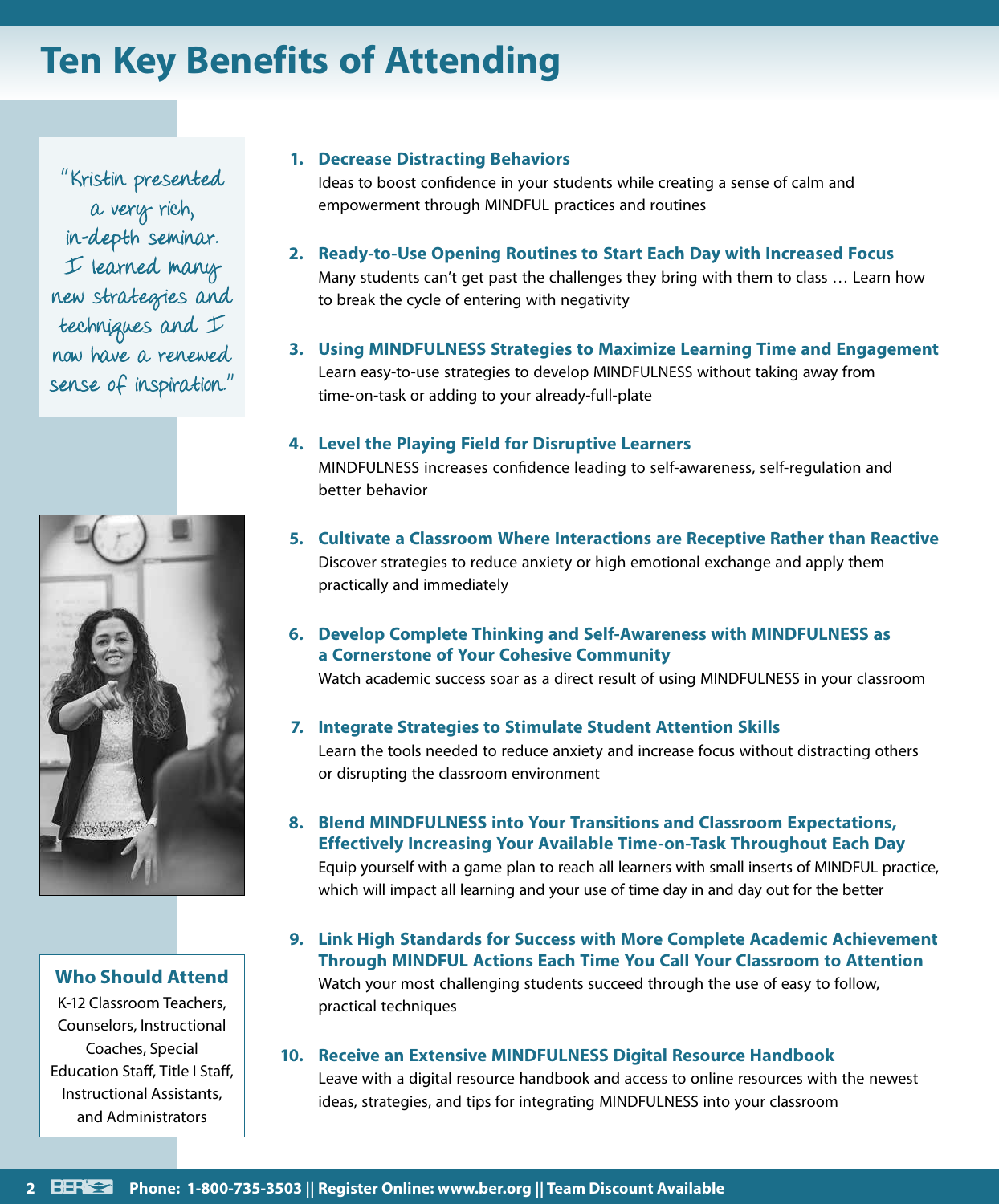# Ten Key Benefits of Attending

"Kristin presented a very rich, in-depth seminar. I learned many new strategies and techniques and I now have a renewed sense of inspiration."

1. **Decrease Distracting Behaviors**
   Ideas to boost confidence in your students while creating a sense of calm and empowerment through MINDFUL practices and routines

2. **Ready-to-Use Opening Routines to Start Each Day with Increased Focus**
   Many students can't get past the challenges they bring with them to class … Learn how to break the cycle of entering with negativity

3. **Using MINDFULNESS Strategies to Maximize Learning Time and Engagement**
   Learn easy-to-use strategies to develop MINDFULNESS without taking away from time-on-task or adding to your already-full-plate

4. **Level the Playing Field for Disruptive Learners**
   MINDFULNESS increases confidence leading to self-awareness, self-regulation and better behavior

5. **Cultivate a Classroom Where Interactions are Receptive Rather than Reactive**
   Discover strategies to reduce anxiety or high emotional exchange and apply them practically and immediately

6. **Develop Complete Thinking and Self-Awareness with MINDFULNESS as a Cornerstone of Your Cohesive Community**
   Watch academic success soar as a direct result of using MINDFULNESS in your classroom

7. **Integrate Strategies to Stimulate Student Attention Skills**
   Learn the tools needed to reduce anxiety and increase focus without distracting others or disrupting the classroom environment

8. **Blend MINDFULNESS into Your Transitions and Classroom Expectations, Effectively Increasing Your Available Time-on-Task Throughout Each Day**
   Equip yourself with a game plan to reach all learners with small inserts of MINDFUL practice, which will impact all learning and your use of time day in and day out for the better

9. **Link High Standards for Success with More Complete Academic Achievement Through MINDFUL Actions Each Time You Call Your Classroom to Attention**
   Watch your most challenging students succeed through the use of easy to follow, practical techniques

10. **Receive an Extensive MINDFULNESS Digital Resource Handbook**
    Leave with a digital resource handbook and access to online resources with the newest ideas, strategies, and tips for integrating MINDFULNESS into your classroom

## Who Should Attend

K-12 Classroom Teachers, Counselors, Instructional Coaches, Special Education Staff, Title I Staff, Instructional Assistants, and Administrators

**Phone: 1-800-735-3503 || Register Online: www.ber.org || Team Discount Available**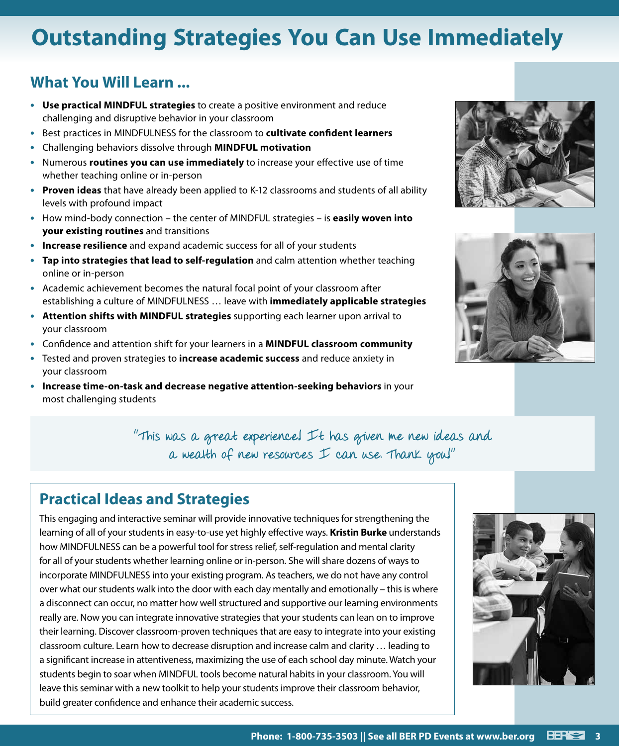# Outstanding Strategies You Can Use Immediately

## What You Will Learn ...

- **Use practical MINDFUL strategies** to create a positive environment and reduce challenging and disruptive behavior in your classroom
- Best practices in MINDFULNESS for the classroom to **cultivate confident learners**
- Challenging behaviors dissolve through **MINDFUL motivation**
- Numerous **routines you can use immediately** to increase your effective use of time whether teaching online or in-person
- **Proven ideas** that have already been applied to K-12 classrooms and students of all ability levels with profound impact
- How mind-body connection – the center of MINDFUL strategies – is **easily woven into your existing routines** and transitions
- **Increase resilience** and expand academic success for all of your students
- **Tap into strategies that lead to self-regulation** and calm attention whether teaching online or in-person
- Academic achievement becomes the natural focal point of your classroom after establishing a culture of MINDFULNESS … leave with **immediately applicable strategies**
- **Attention shifts with MINDFUL strategies** supporting each learner upon arrival to your classroom
- Confidence and attention shift for your learners in a **MINDFUL classroom community**
- Tested and proven strategies to **increase academic success** and reduce anxiety in your classroom
- **Increase time-on-task and decrease negative attention-seeking behaviors** in your most challenging students

*"This was a great experience! It has given me new ideas and a wealth of new resources I can use. Thank you!"*

## Practical Ideas and Strategies

This engaging and interactive seminar will provide innovative techniques for strengthening the learning of all of your students in easy-to-use yet highly effective ways. **Kristin Burke** understands how MINDFULNESS can be a powerful tool for stress relief, self-regulation and mental clarity for all of your students whether learning online or in-person. She will share dozens of ways to incorporate MINDFULNESS into your existing program. As teachers, we do not have any control over what our students walk into the door with each day mentally and emotionally – this is where a disconnect can occur, no matter how well structured and supportive our learning environments really are. Now you can integrate innovative strategies that your students can lean on to improve their learning. Discover classroom-proven techniques that are easy to integrate into your existing classroom culture. Learn how to decrease disruption and increase calm and clarity … leading to a significant increase in attentiveness, maximizing the use of each school day minute. Watch your students begin to soar when MINDFUL tools become natural habits in your classroom. You will leave this seminar with a new toolkit to help your students improve their classroom behavior, build greater confidence and enhance their academic success.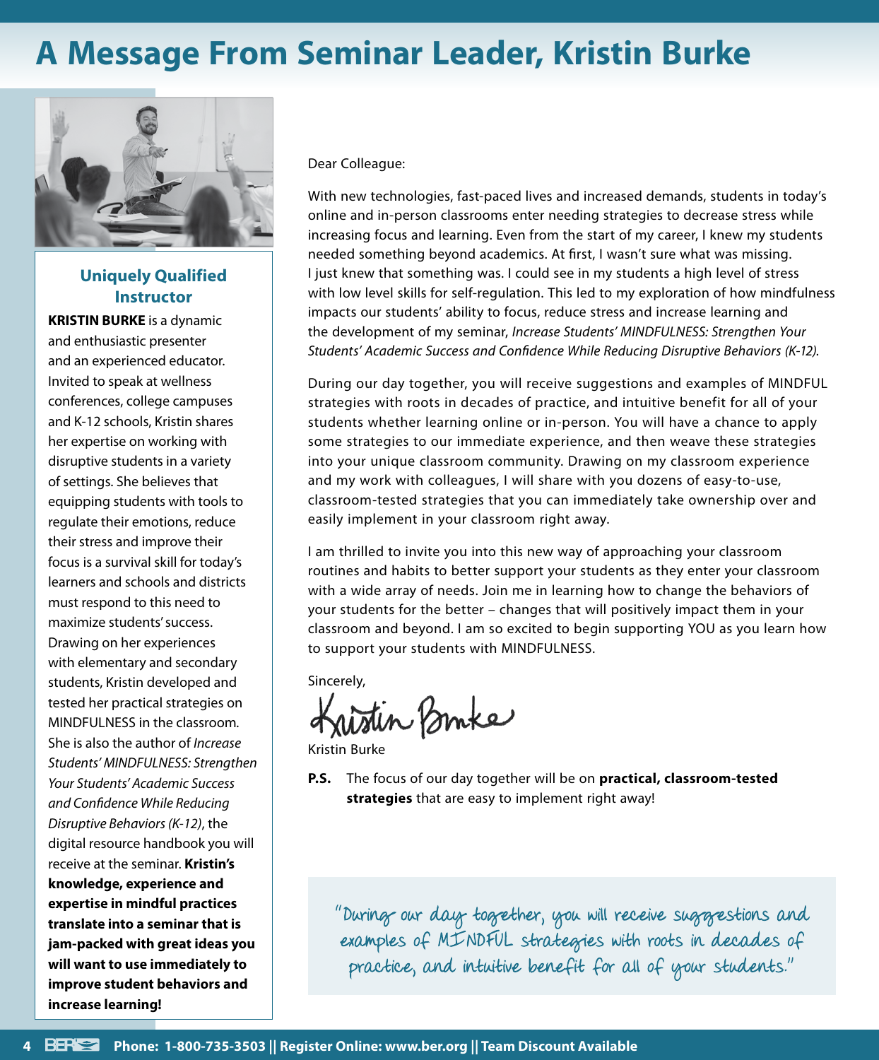# A Message From Seminar Leader, Kristin Burke

### Uniquely Qualified Instructor

**KRISTIN BURKE** is a dynamic and enthusiastic presenter and an experienced educator. Invited to speak at wellness conferences, college campuses and K-12 schools, Kristin shares her expertise on working with disruptive students in a variety of settings. She believes that equipping students with tools to regulate their emotions, reduce their stress and improve their focus is a survival skill for today's learners and schools and districts must respond to this need to maximize students' success. Drawing on her experiences with elementary and secondary students, Kristin developed and tested her practical strategies on MINDFULNESS in the classroom. She is also the author of *Increase Students' MINDFULNESS: Strengthen Your Students' Academic Success and Confidence While Reducing Disruptive Behaviors (K-12)*, the digital resource handbook you will receive at the seminar. **Kristin's knowledge, experience and expertise in mindful practices translate into a seminar that is jam-packed with great ideas you will want to use immediately to improve student behaviors and increase learning!**

Dear Colleague:

With new technologies, fast-paced lives and increased demands, students in today's online and in-person classrooms enter needing strategies to decrease stress while increasing focus and learning. Even from the start of my career, I knew my students needed something beyond academics. At first, I wasn't sure what was missing. I just knew that something was. I could see in my students a high level of stress with low level skills for self-regulation. This led to my exploration of how mindfulness impacts our students' ability to focus, reduce stress and increase learning and the development of my seminar, *Increase Students' MINDFULNESS: Strengthen Your Students' Academic Success and Confidence While Reducing Disruptive Behaviors (K-12).*

During our day together, you will receive suggestions and examples of MINDFUL strategies with roots in decades of practice, and intuitive benefit for all of your students whether learning online or in-person. You will have a chance to apply some strategies to our immediate experience, and then weave these strategies into your unique classroom community. Drawing on my classroom experience and my work with colleagues, I will share with you dozens of easy-to-use, classroom-tested strategies that you can immediately take ownership over and easily implement in your classroom right away.

I am thrilled to invite you into this new way of approaching your classroom routines and habits to better support your students as they enter your classroom with a wide array of needs. Join me in learning how to change the behaviors of your students for the better – changes that will positively impact them in your classroom and beyond. I am so excited to begin supporting YOU as you learn how to support your students with MINDFULNESS.

Sincerely,

Kristin Burke

Kristin Burke

**P.S.** The focus of our day together will be on **practical, classroom-tested strategies** that are easy to implement right away!

"During our day together, you will receive suggestions and examples of MINDFUL strategies with roots in decades of practice, and intuitive benefit for all of your students."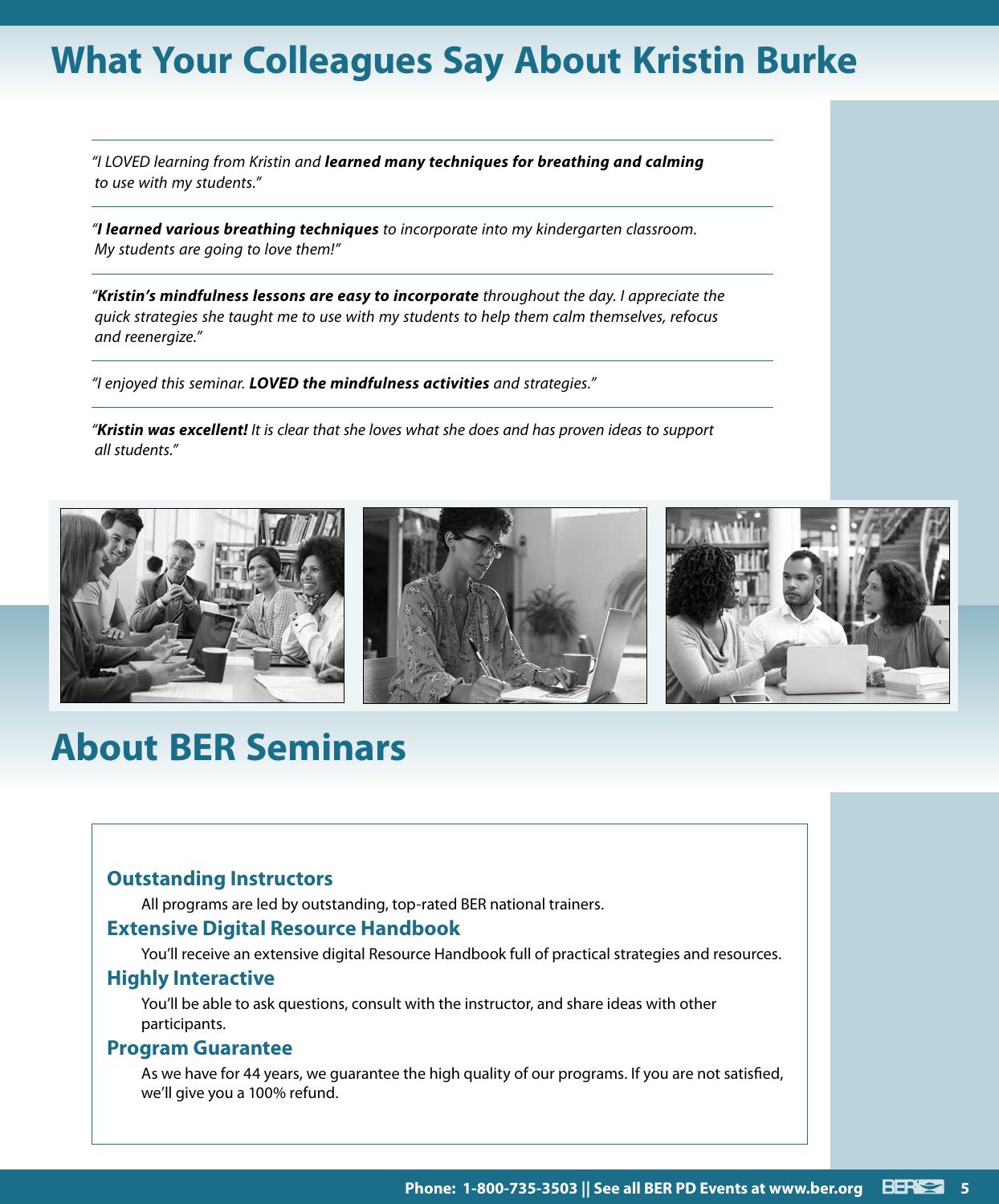# What Your Colleagues Say About Kristin Burke

*"I LOVED learning from Kristin and **learned many techniques for breathing and calming** to use with my students."*

*"**I learned various breathing techniques** to incorporate into my kindergarten classroom. My students are going to love them!"*

*"**Kristin's mindfulness lessons are easy to incorporate** throughout the day. I appreciate the quick strategies she taught me to use with my students to help them calm themselves, refocus and reenergize."*

*"I enjoyed this seminar. **LOVED the mindfulness activities** and strategies."*

*"**Kristin was excellent!** It is clear that she loves what she does and has proven ideas to support all students."*

# About BER Seminars

### Outstanding Instructors

All programs are led by outstanding, top-rated BER national trainers.

### Extensive Digital Resource Handbook

You'll receive an extensive digital Resource Handbook full of practical strategies and resources.

### Highly Interactive

You'll be able to ask questions, consult with the instructor, and share ideas with other participants.

### Program Guarantee

As we have for 44 years, we guarantee the high quality of our programs. If you are not satisfied, we'll give you a 100% refund.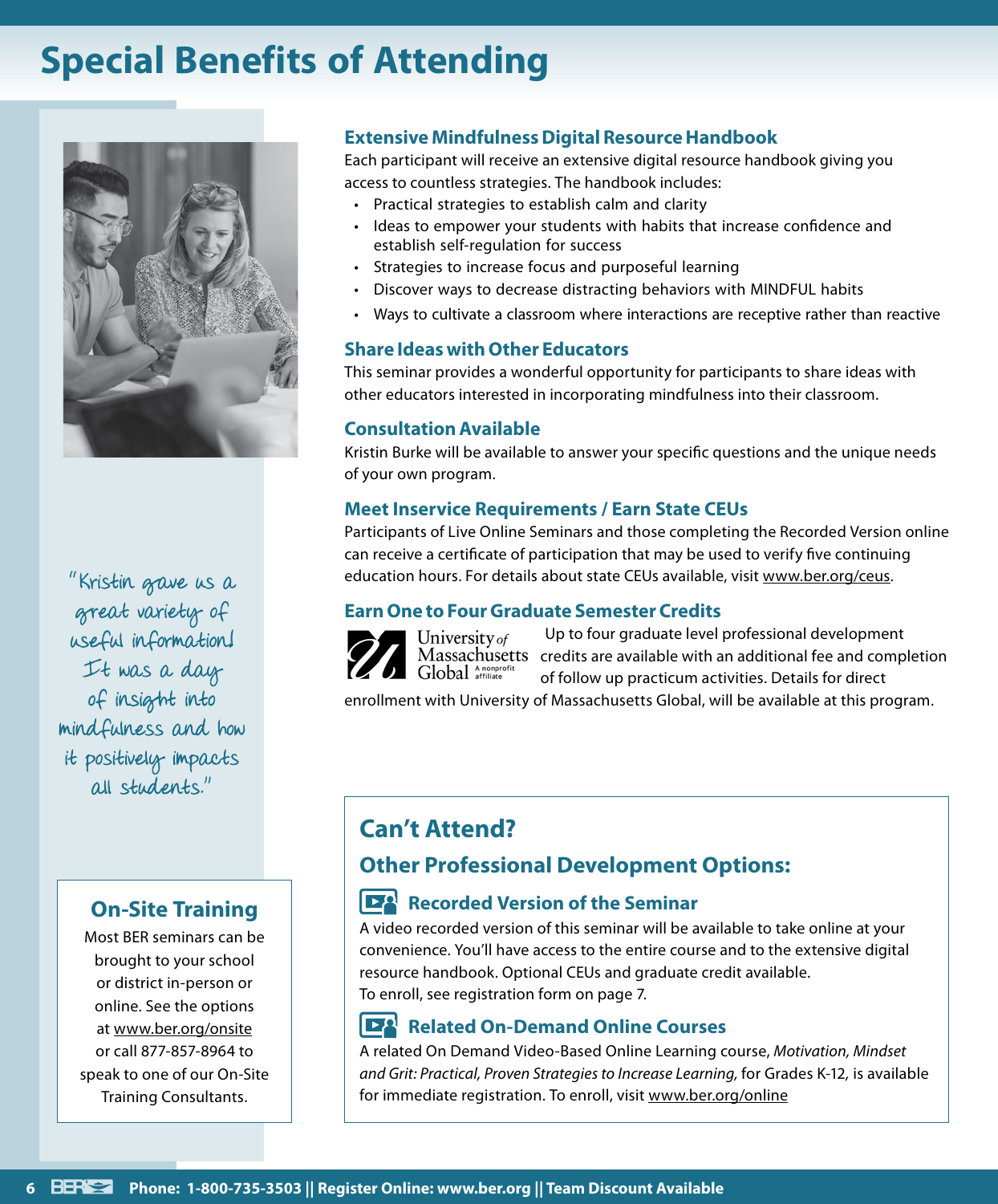# Special Benefits of Attending

## Extensive Mindfulness Digital Resource Handbook

Each participant will receive an extensive digital resource handbook giving you access to countless strategies. The handbook includes:

- Practical strategies to establish calm and clarity
- Ideas to empower your students with habits that increase confidence and establish self-regulation for success
- Strategies to increase focus and purposeful learning
- Discover ways to decrease distracting behaviors with MINDFUL habits
- Ways to cultivate a classroom where interactions are receptive rather than reactive

## Share Ideas with Other Educators

This seminar provides a wonderful opportunity for participants to share ideas with other educators interested in incorporating mindfulness into their classroom.

## Consultation Available

Kristin Burke will be available to answer your specific questions and the unique needs of your own program.

## Meet Inservice Requirements / Earn State CEUs

Participants of Live Online Seminars and those completing the Recorded Version online can receive a certificate of participation that may be used to verify five continuing education hours. For details about state CEUs available, visit www.ber.org/ceus.

## Earn One to Four Graduate Semester Credits

University of Massachusetts Global — A nonprofit affiliate

Up to four graduate level professional development credits are available with an additional fee and completion of follow up practicum activities. Details for direct enrollment with University of Massachusetts Global, will be available at this program.

"Kristin gave us a great variety of useful information! It was a day of insight into mindfulness and how it positively impacts all students."

## On-Site Training

Most BER seminars can be brought to your school or district in-person or online. See the options at www.ber.org/onsite or call 877-857-8964 to speak to one of our On-Site Training Consultants.

## Can't Attend?

### Other Professional Development Options:

#### Recorded Version of the Seminar

A video recorded version of this seminar will be available to take online at your convenience. You'll have access to the entire course and to the extensive digital resource handbook. Optional CEUs and graduate credit available.
To enroll, see registration form on page 7.

#### Related On-Demand Online Courses

A related On Demand Video-Based Online Learning course, *Motivation, Mindset and Grit: Practical, Proven Strategies to Increase Learning,* for Grades K-12, is available for immediate registration. To enroll, visit www.ber.org/online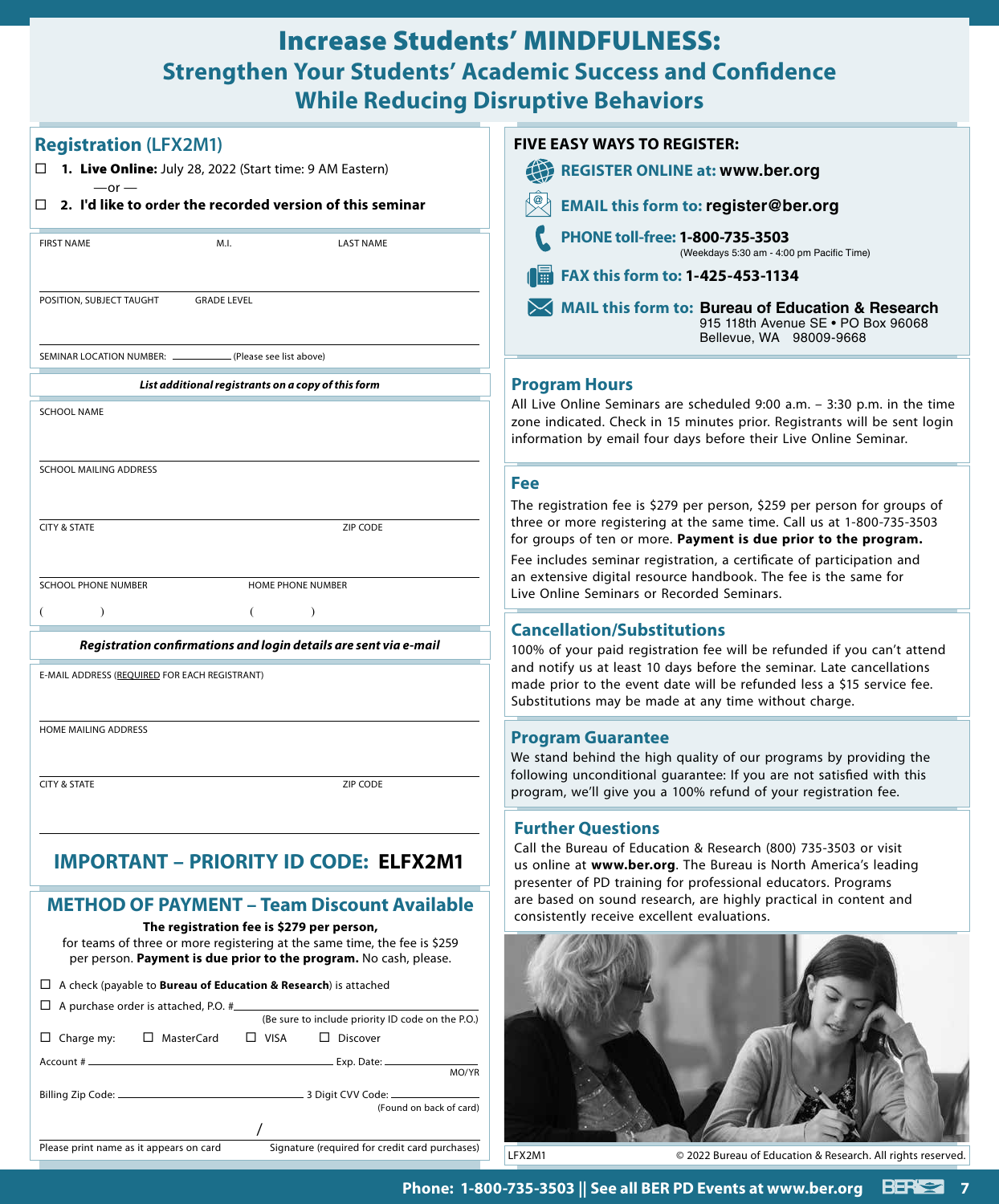# Increase Students' MINDFULNESS:

## Strengthen Your Students' Academic Success and Confidence While Reducing Disruptive Behaviors

## Registration (LFX2M1)

☐ **1. Live Online:** July 28, 2022 (Start time: 9 AM Eastern)

—or —

☐ **2. I'd like to order the recorded version of this seminar**

FIRST NAME　　M.I.　　LAST NAME

POSITION, SUBJECT TAUGHT　　GRADE LEVEL

SEMINAR LOCATION NUMBER: ________ (Please see list above)

***List additional registrants on a copy of this form***

SCHOOL NAME

SCHOOL MAILING ADDRESS

CITY & STATE　　ZIP CODE

SCHOOL PHONE NUMBER　　HOME PHONE NUMBER

(　　)　　(　　)

***Registration confirmations and login details are sent via e-mail***

E-MAIL ADDRESS (REQUIRED FOR EACH REGISTRANT)

HOME MAILING ADDRESS

CITY & STATE　　ZIP CODE

## IMPORTANT – PRIORITY ID CODE: ELFX2M1

## METHOD OF PAYMENT – Team Discount Available

**The registration fee is $279 per person,**
for teams of three or more registering at the same time, the fee is $259 per person. **Payment is due prior to the program.** No cash, please.

☐ A check (payable to **Bureau of Education & Research**) is attached

☐ A purchase order is attached, P.O. # ________
(Be sure to include priority ID code on the P.O.)

☐ Charge my:　☐ MasterCard　☐ VISA　☐ Discover

Account # ________ Exp. Date: ________ MO/YR

Billing Zip Code: ________ 3 Digit CVV Code: ________ (Found on back of card)

/

Please print name as it appears on card　　Signature (required for credit card purchases)

## FIVE EASY WAYS TO REGISTER:

- **REGISTER ONLINE at: www.ber.org**
- **EMAIL this form to: register@ber.org**
- **PHONE toll-free: 1-800-735-3503** (Weekdays 5:30 am - 4:00 pm Pacific Time)
- **FAX this form to: 1-425-453-1134**
- **MAIL this form to: Bureau of Education & Research**
  915 118th Avenue SE • PO Box 96068
  Bellevue, WA 98009-9668

## Program Hours

All Live Online Seminars are scheduled 9:00 a.m. – 3:30 p.m. in the time zone indicated. Check in 15 minutes prior. Registrants will be sent login information by email four days before their Live Online Seminar.

## Fee

The registration fee is $279 per person, $259 per person for groups of three or more registering at the same time. Call us at 1-800-735-3503 for groups of ten or more. **Payment is due prior to the program.**

Fee includes seminar registration, a certificate of participation and an extensive digital resource handbook. The fee is the same for Live Online Seminars or Recorded Seminars.

## Cancellation/Substitutions

100% of your paid registration fee will be refunded if you can't attend and notify us at least 10 days before the seminar. Late cancellations made prior to the event date will be refunded less a $15 service fee. Substitutions may be made at any time without charge.

## Program Guarantee

We stand behind the high quality of our programs by providing the following unconditional guarantee: If you are not satisfied with this program, we'll give you a 100% refund of your registration fee.

## Further Questions

Call the Bureau of Education & Research (800) 735-3503 or visit us online at **www.ber.org**. The Bureau is North America's leading presenter of PD training for professional educators. Programs are based on sound research, are highly practical in content and consistently receive excellent evaluations.

LFX2M1　　© 2022 Bureau of Education & Research. All rights reserved.

**Phone: 1-800-735-3503 || See all BER PD Events at www.ber.org**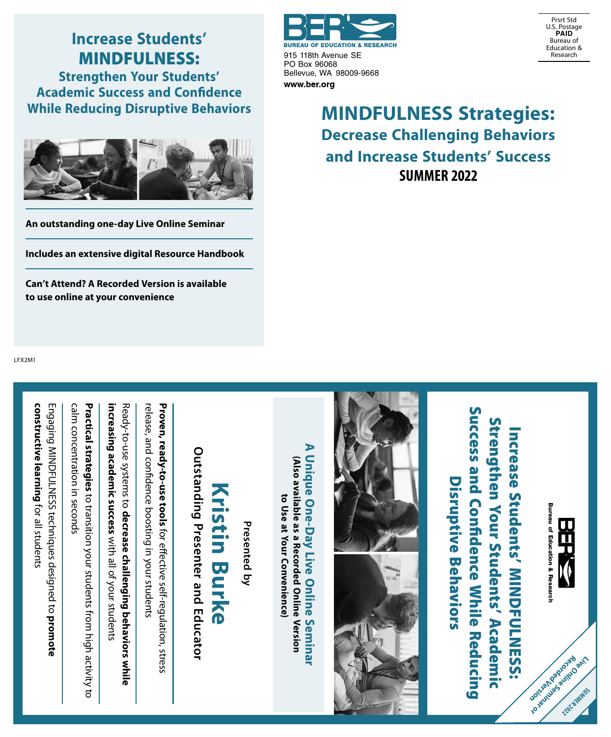# Increase Students' MINDFULNESS:

## Strengthen Your Students' Academic Success and Confidence While Reducing Disruptive Behaviors

**An outstanding one-day Live Online Seminar**

**Includes an extensive digital Resource Handbook**

**Can't Attend? A Recorded Version is available to use online at your convenience**

LFX2M1

BER
BUREAU OF EDUCATION & RESEARCH
915 118th Avenue SE
PO Box 96068
Bellevue, WA 98009-9668
**www.ber.org**

Prsrt Std
U.S. Postage
**PAID**
Bureau of
Education &
Research

# MINDFULNESS Strategies:

## Decrease Challenging Behaviors and Increase Students' Success

**SUMMER 2022**

BER
Bureau of Education & Research

Live Online Seminar or Recorded Version
SUMMER 2022

# Increase Students' MINDFULNESS: Strengthen Your Students' Academic Success and Confidence While Reducing Disruptive Behaviors

**A Unique One-Day Live Online Seminar**
**(Also available as a Recorded Online Version to Use at Your Convenience)**

Presented by

## Kristin Burke

**Outstanding Presenter and Educator**

**Proven, ready-to-use tools** for effective self-regulation, stress release, and confidence boosting in your students

Ready-to-use systems to **decrease challenging behaviors while increasing academic success** with all of your students

**Practical strategies** to transition your students from high activity to calm concentration in seconds

Engaging MINDFULNESS techniques designed to **promote constructive learning** for all students